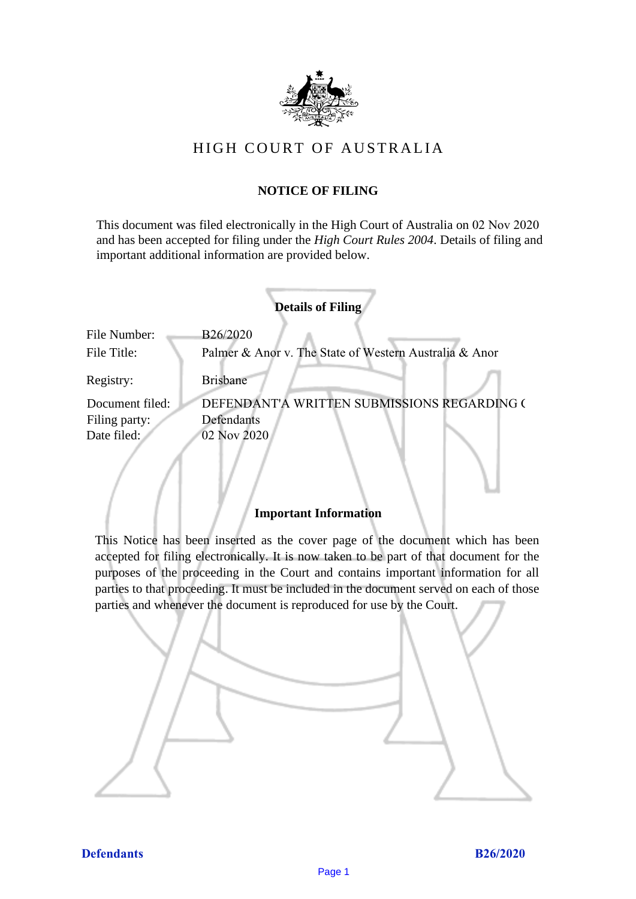# HIGH COURT OF AUSTRALIA

## NOTICE OF FILING

This document was filed electronically in the High Court of Australia on 02 Nov 2020 and has been accepted for filing under the *High Court Rules 2004*. Details of filing and important additional information are provided below.

### Details of Filing

| | |
|---|---|
| File Number: | B26/2020 |
| File Title: | Palmer & Anor v. The State of Western Australia & Anor |
| Registry: | Brisbane |
| Document filed: | DEFENDANT'A WRITTEN SUBMISSIONS REGARDING ( |
| Filing party: | Defendants |
| Date filed: | 02 Nov 2020 |

### Important Information

This Notice has been inserted as the cover page of the document which has been accepted for filing electronically. It is now taken to be part of that document for the purposes of the proceeding in the Court and contains important information for all parties to that proceeding. It must be included in the document served on each of those parties and whenever the document is reproduced for use by the Court.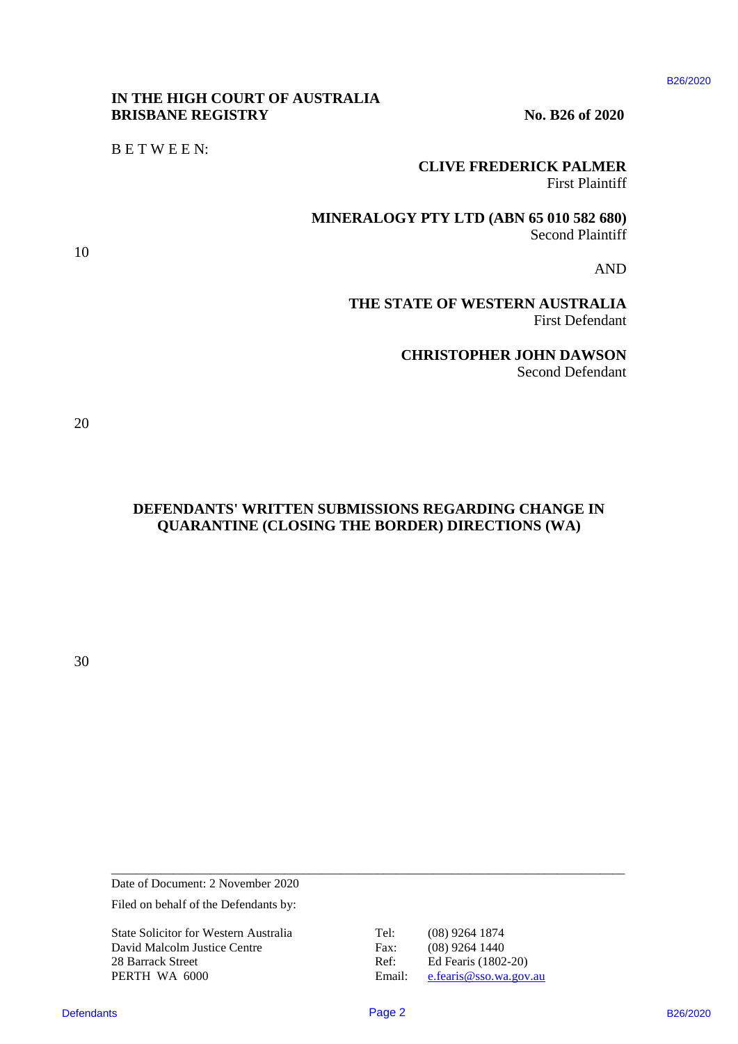**IN THE HIGH COURT OF AUSTRALIA**
**BRISBANE REGISTRY**

**No. B26 of 2020**

B E T W E E N:

**CLIVE FREDERICK PALMER**
First Plaintiff

**MINERALOGY PTY LTD (ABN 65 010 582 680)**
Second Plaintiff

AND

**THE STATE OF WESTERN AUSTRALIA**
First Defendant

**CHRISTOPHER JOHN DAWSON**
Second Defendant

# DEFENDANTS' WRITTEN SUBMISSIONS REGARDING CHANGE IN QUARANTINE (CLOSING THE BORDER) DIRECTIONS (WA)

---

Date of Document: 2 November 2020

Filed on behalf of the Defendants by:

State Solicitor for Western Australia
David Malcolm Justice Centre
28 Barrack Street
PERTH WA 6000

Tel: (08) 9264 1874
Fax: (08) 9264 1440
Ref: Ed Fearis (1802-20)
Email: e.fearis@sso.wa.gov.au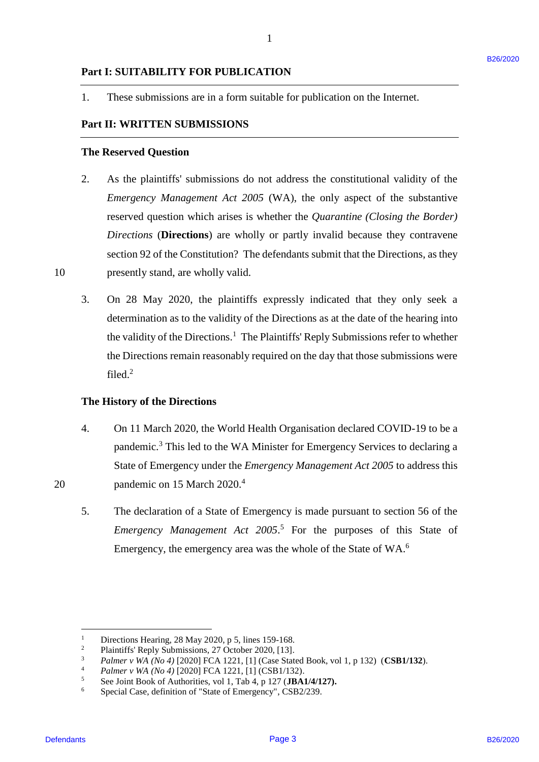## Part I: SUITABILITY FOR PUBLICATION

1. These submissions are in a form suitable for publication on the Internet.

## Part II: WRITTEN SUBMISSIONS

### The Reserved Question

2. As the plaintiffs' submissions do not address the constitutional validity of the *Emergency Management Act 2005* (WA), the only aspect of the substantive reserved question which arises is whether the *Quarantine (Closing the Border) Directions* (**Directions**) are wholly or partly invalid because they contravene section 92 of the Constitution? The defendants submit that the Directions, as they presently stand, are wholly valid.

3. On 28 May 2020, the plaintiffs expressly indicated that they only seek a determination as to the validity of the Directions as at the date of the hearing into the validity of the Directions.[1] The Plaintiffs' Reply Submissions refer to whether the Directions remain reasonably required on the day that those submissions were filed.[2]

### The History of the Directions

4. On 11 March 2020, the World Health Organisation declared COVID-19 to be a pandemic.[3] This led to the WA Minister for Emergency Services to declaring a State of Emergency under the *Emergency Management Act 2005* to address this pandemic on 15 March 2020.[4]

5. The declaration of a State of Emergency is made pursuant to section 56 of the *Emergency Management Act 2005*.[5] For the purposes of this State of Emergency, the emergency area was the whole of the State of WA.[6]

---

[1] Directions Hearing, 28 May 2020, p 5, lines 159-168.

[2] Plaintiffs' Reply Submissions, 27 October 2020, [13].

[3] *Palmer v WA (No 4)* [2020] FCA 1221, [1] (Case Stated Book, vol 1, p 132) (**CSB1/132**).

[4] *Palmer v WA (No 4)* [2020] FCA 1221, [1] (CSB1/132).

[5] See Joint Book of Authorities, vol 1, Tab 4, p 127 (**JBA1/4/127).**

[6] Special Case, definition of "State of Emergency", CSB2/239.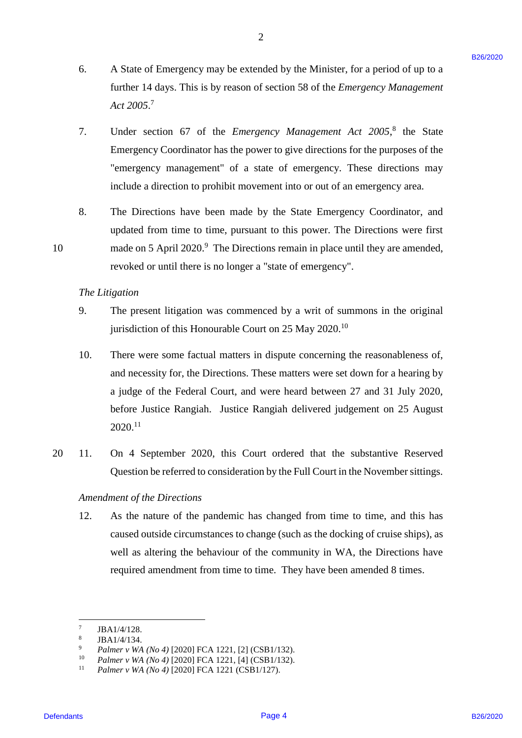6. A State of Emergency may be extended by the Minister, for a period of up to a further 14 days. This is by reason of section 58 of the *Emergency Management Act 2005*.[7]

7. Under section 67 of the *Emergency Management Act 2005*,[8] the State Emergency Coordinator has the power to give directions for the purposes of the "emergency management" of a state of emergency. These directions may include a direction to prohibit movement into or out of an emergency area.

8. The Directions have been made by the State Emergency Coordinator, and updated from time to time, pursuant to this power. The Directions were first made on 5 April 2020.[9] The Directions remain in place until they are amended, revoked or until there is no longer a "state of emergency".

*The Litigation*

9. The present litigation was commenced by a writ of summons in the original jurisdiction of this Honourable Court on 25 May 2020.[10]

10. There were some factual matters in dispute concerning the reasonableness of, and necessity for, the Directions. These matters were set down for a hearing by a judge of the Federal Court, and were heard between 27 and 31 July 2020, before Justice Rangiah. Justice Rangiah delivered judgement on 25 August 2020.[11]

11. On 4 September 2020, this Court ordered that the substantive Reserved Question be referred to consideration by the Full Court in the November sittings.

*Amendment of the Directions*

12. As the nature of the pandemic has changed from time to time, and this has caused outside circumstances to change (such as the docking of cruise ships), as well as altering the behaviour of the community in WA, the Directions have required amendment from time to time. They have been amended 8 times.

---

[7] JBA1/4/128.

[8] JBA1/4/134.

[9] *Palmer v WA (No 4)* [2020] FCA 1221, [2] (CSB1/132).

[10] *Palmer v WA (No 4)* [2020] FCA 1221, [4] (CSB1/132).

[11] *Palmer v WA (No 4)* [2020] FCA 1221 (CSB1/127).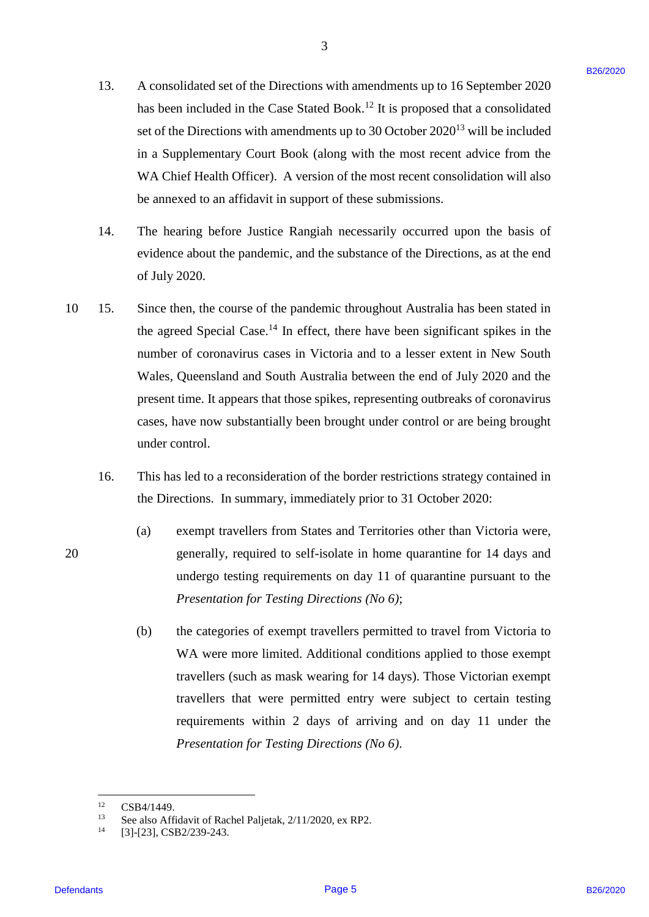13. A consolidated set of the Directions with amendments up to 16 September 2020 has been included in the Case Stated Book.[12] It is proposed that a consolidated set of the Directions with amendments up to 30 October 2020[13] will be included in a Supplementary Court Book (along with the most recent advice from the WA Chief Health Officer). A version of the most recent consolidation will also be annexed to an affidavit in support of these submissions.

14. The hearing before Justice Rangiah necessarily occurred upon the basis of evidence about the pandemic, and the substance of the Directions, as at the end of July 2020.

15. Since then, the course of the pandemic throughout Australia has been stated in the agreed Special Case.[14] In effect, there have been significant spikes in the number of coronavirus cases in Victoria and to a lesser extent in New South Wales, Queensland and South Australia between the end of July 2020 and the present time. It appears that those spikes, representing outbreaks of coronavirus cases, have now substantially been brought under control or are being brought under control.

16. This has led to a reconsideration of the border restrictions strategy contained in the Directions. In summary, immediately prior to 31 October 2020:

    (a) exempt travellers from States and Territories other than Victoria were, generally, required to self-isolate in home quarantine for 14 days and undergo testing requirements on day 11 of quarantine pursuant to the *Presentation for Testing Directions (No 6)*;

    (b) the categories of exempt travellers permitted to travel from Victoria to WA were more limited. Additional conditions applied to those exempt travellers (such as mask wearing for 14 days). Those Victorian exempt travellers that were permitted entry were subject to certain testing requirements within 2 days of arriving and on day 11 under the *Presentation for Testing Directions (No 6)*.

---

[12] CSB4/1449.

[13] See also Affidavit of Rachel Paljetak, 2/11/2020, ex RP2.

[14] [3]-[23], CSB2/239-243.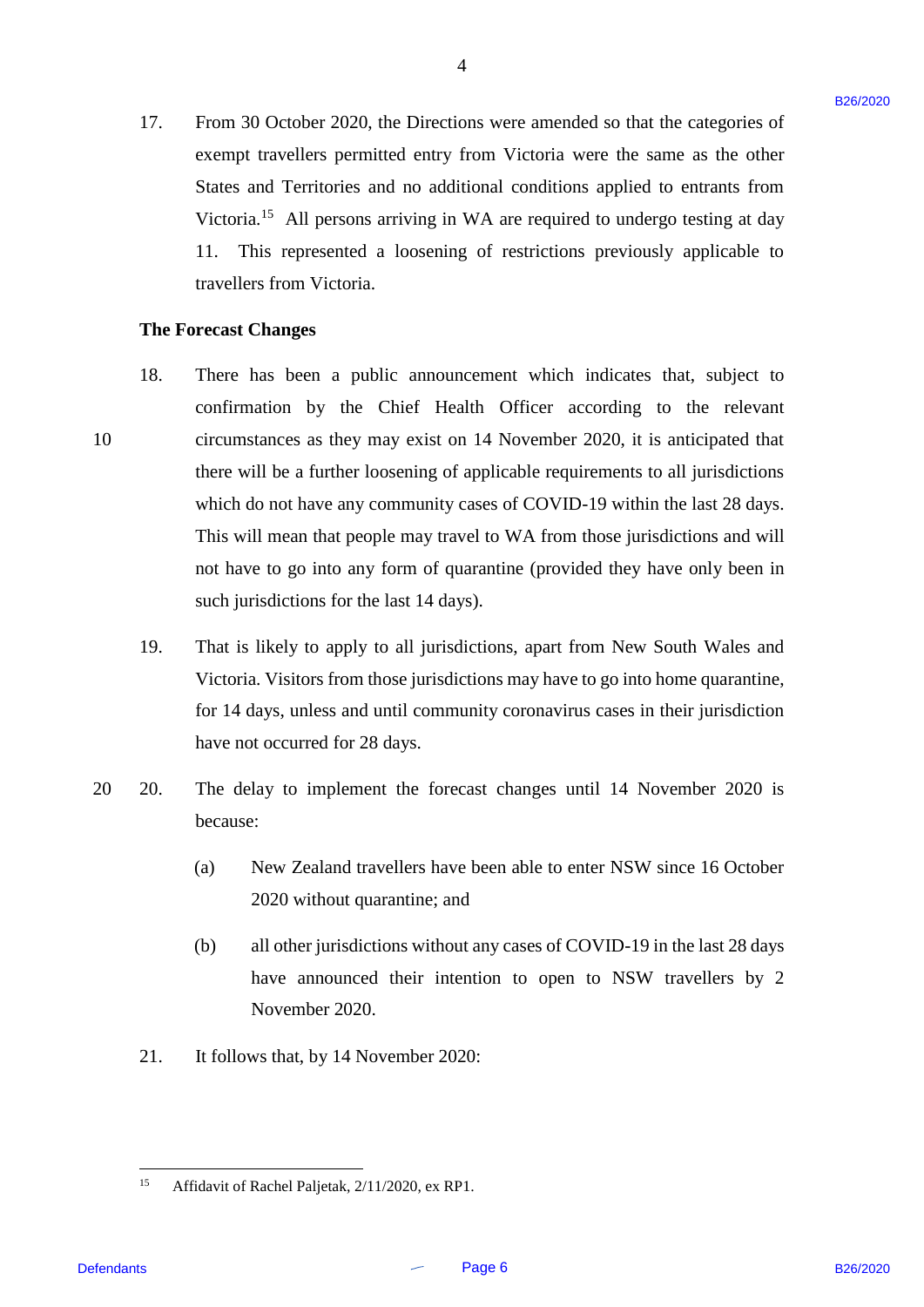17. From 30 October 2020, the Directions were amended so that the categories of exempt travellers permitted entry from Victoria were the same as the other States and Territories and no additional conditions applied to entrants from Victoria.[15] All persons arriving in WA are required to undergo testing at day 11. This represented a loosening of restrictions previously applicable to travellers from Victoria.

**The Forecast Changes**

18. There has been a public announcement which indicates that, subject to confirmation by the Chief Health Officer according to the relevant circumstances as they may exist on 14 November 2020, it is anticipated that there will be a further loosening of applicable requirements to all jurisdictions which do not have any community cases of COVID-19 within the last 28 days. This will mean that people may travel to WA from those jurisdictions and will not have to go into any form of quarantine (provided they have only been in such jurisdictions for the last 14 days).

19. That is likely to apply to all jurisdictions, apart from New South Wales and Victoria. Visitors from those jurisdictions may have to go into home quarantine, for 14 days, unless and until community coronavirus cases in their jurisdiction have not occurred for 28 days.

20. The delay to implement the forecast changes until 14 November 2020 is because:

    (a) New Zealand travellers have been able to enter NSW since 16 October 2020 without quarantine; and

    (b) all other jurisdictions without any cases of COVID-19 in the last 28 days have announced their intention to open to NSW travellers by 2 November 2020.

21. It follows that, by 14 November 2020:

---

[15] Affidavit of Rachel Paljetak, 2/11/2020, ex RP1.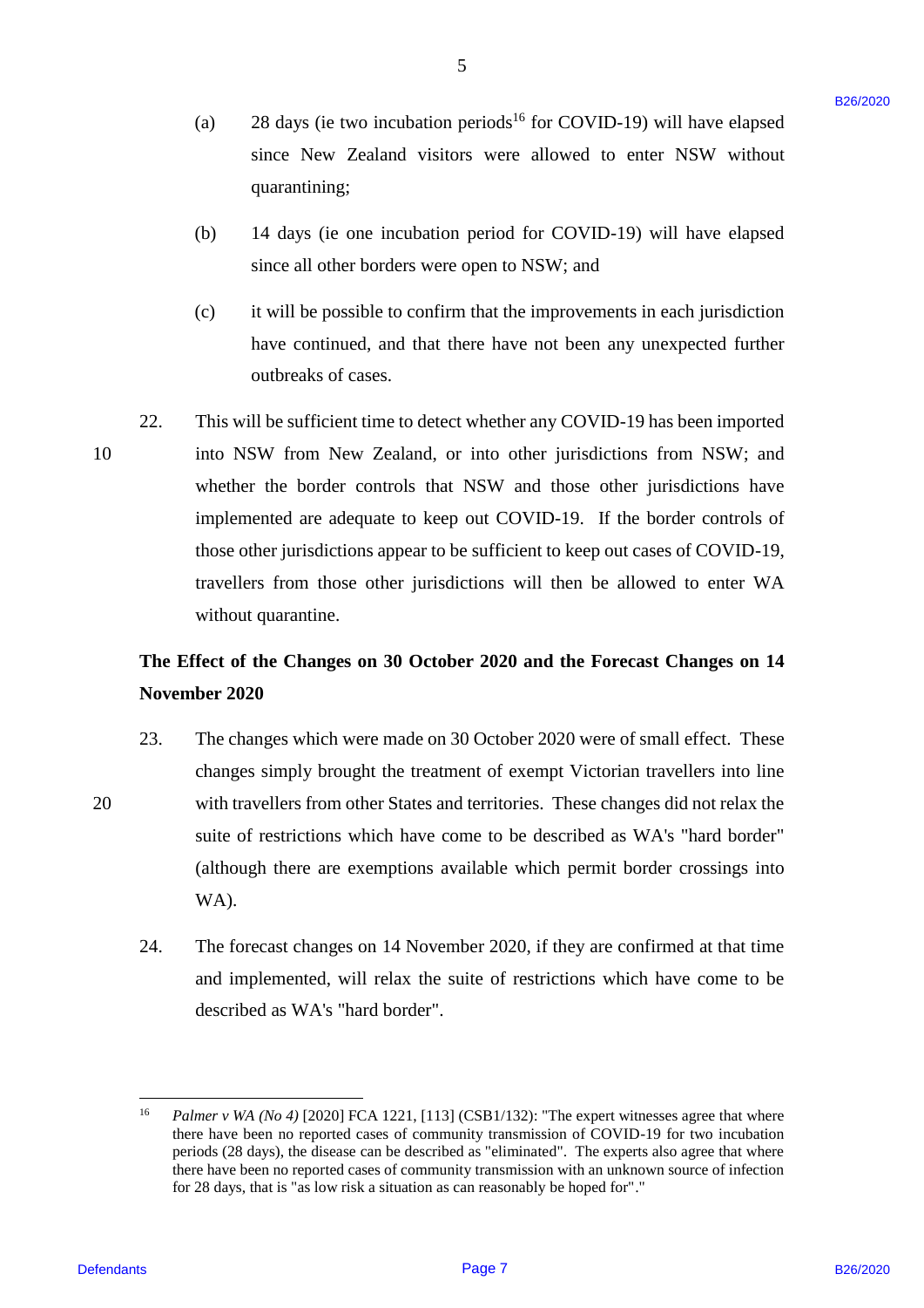(a) 28 days (ie two incubation periods[16] for COVID-19) will have elapsed since New Zealand visitors were allowed to enter NSW without quarantining;

(b) 14 days (ie one incubation period for COVID-19) will have elapsed since all other borders were open to NSW; and

(c) it will be possible to confirm that the improvements in each jurisdiction have continued, and that there have not been any unexpected further outbreaks of cases.

22. This will be sufficient time to detect whether any COVID-19 has been imported into NSW from New Zealand, or into other jurisdictions from NSW; and whether the border controls that NSW and those other jurisdictions have implemented are adequate to keep out COVID-19. If the border controls of those other jurisdictions appear to be sufficient to keep out cases of COVID-19, travellers from those other jurisdictions will then be allowed to enter WA without quarantine.

**The Effect of the Changes on 30 October 2020 and the Forecast Changes on 14 November 2020**

23. The changes which were made on 30 October 2020 were of small effect. These changes simply brought the treatment of exempt Victorian travellers into line with travellers from other States and territories. These changes did not relax the suite of restrictions which have come to be described as WA's "hard border" (although there are exemptions available which permit border crossings into WA).

24. The forecast changes on 14 November 2020, if they are confirmed at that time and implemented, will relax the suite of restrictions which have come to be described as WA's "hard border".

---

[16] *Palmer v WA (No 4)* [2020] FCA 1221, [113] (CSB1/132): "The expert witnesses agree that where there have been no reported cases of community transmission of COVID-19 for two incubation periods (28 days), the disease can be described as "eliminated". The experts also agree that where there have been no reported cases of community transmission with an unknown source of infection for 28 days, that is "as low risk a situation as can reasonably be hoped for"."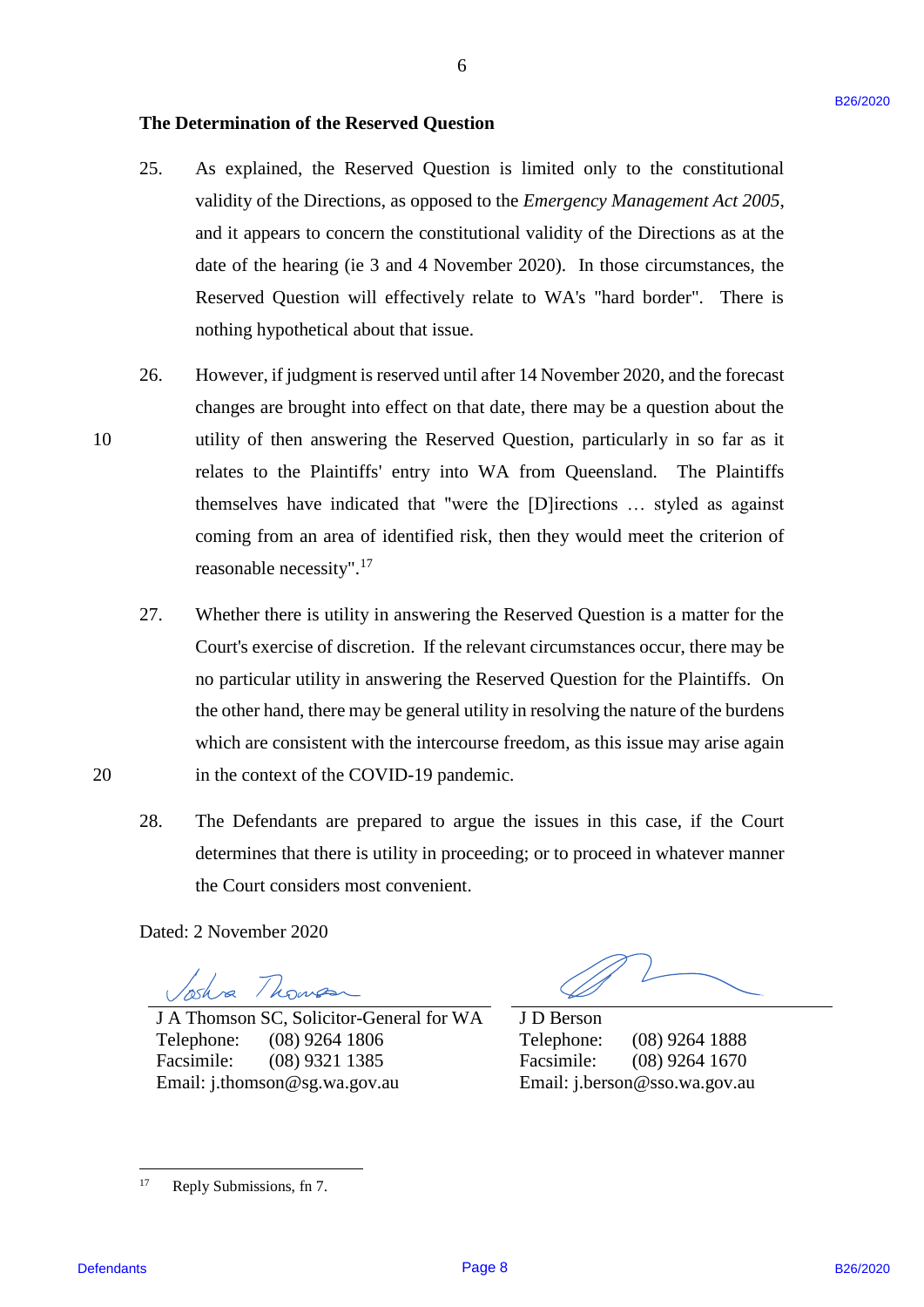## The Determination of the Reserved Question

25. As explained, the Reserved Question is limited only to the constitutional validity of the Directions, as opposed to the *Emergency Management Act 2005*, and it appears to concern the constitutional validity of the Directions as at the date of the hearing (ie 3 and 4 November 2020). In those circumstances, the Reserved Question will effectively relate to WA's "hard border". There is nothing hypothetical about that issue.

26. However, if judgment is reserved until after 14 November 2020, and the forecast changes are brought into effect on that date, there may be a question about the utility of then answering the Reserved Question, particularly in so far as it relates to the Plaintiffs' entry into WA from Queensland. The Plaintiffs themselves have indicated that "were the [D]irections … styled as against coming from an area of identified risk, then they would meet the criterion of reasonable necessity".[17]

27. Whether there is utility in answering the Reserved Question is a matter for the Court's exercise of discretion. If the relevant circumstances occur, there may be no particular utility in answering the Reserved Question for the Plaintiffs. On the other hand, there may be general utility in resolving the nature of the burdens which are consistent with the intercourse freedom, as this issue may arise again in the context of the COVID-19 pandemic.

28. The Defendants are prepared to argue the issues in this case, if the Court determines that there is utility in proceeding; or to proceed in whatever manner the Court considers most convenient.

Dated: 2 November 2020

| | |
|---|---|
| J A Thomson SC, Solicitor-General for WA | J D Berson |
| Telephone: (08) 9264 1806 | Telephone: (08) 9264 1888 |
| Facsimile: (08) 9321 1385 | Facsimile: (08) 9264 1670 |
| Email: j.thomson@sg.wa.gov.au | Email: j.berson@sso.wa.gov.au |

[17] Reply Submissions, fn 7.